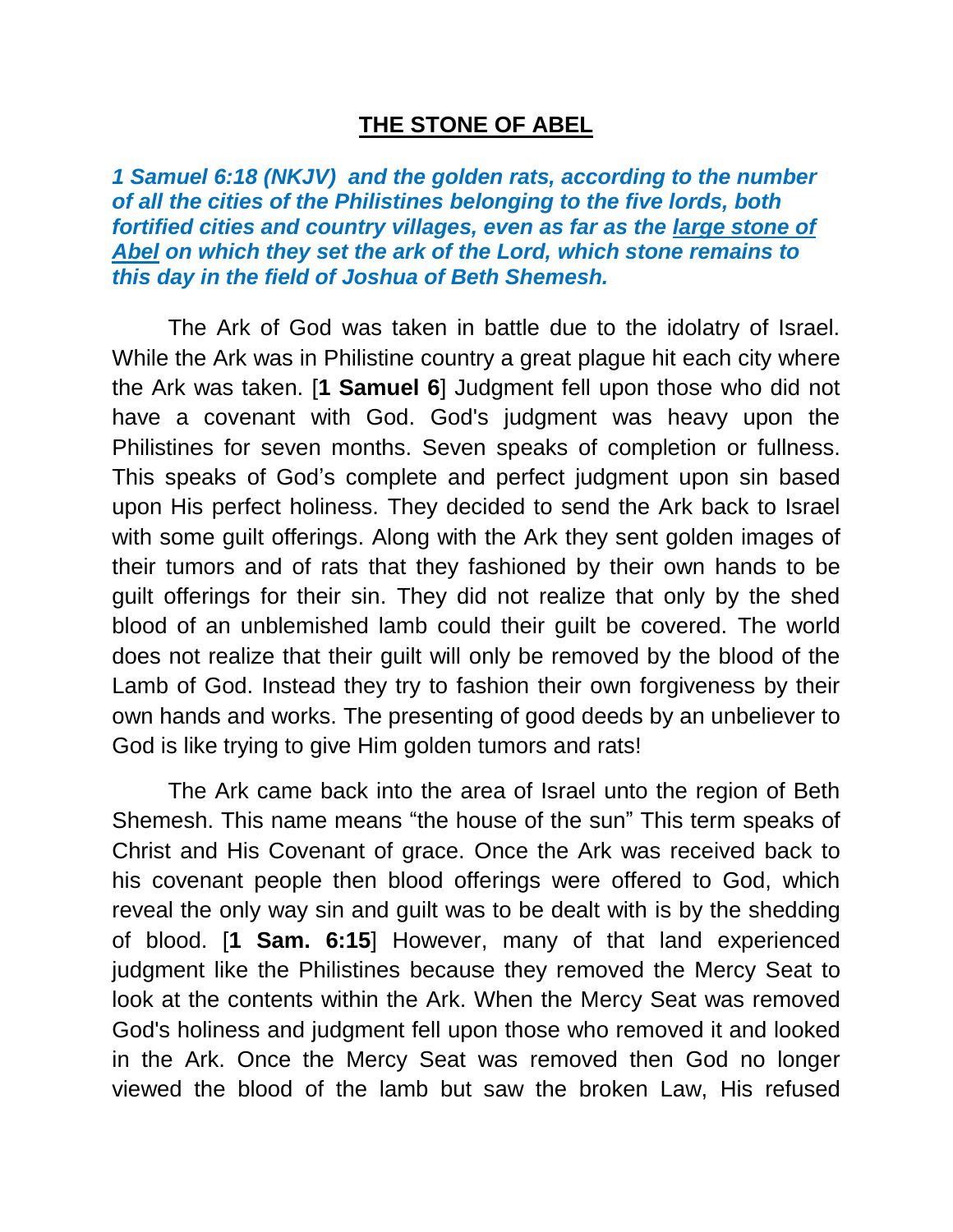# <u>THE STONE OF ABEL</u>

***1 Samuel 6:18 (NKJV) and the golden rats, according to the number of all the cities of the Philistines belonging to the five lords, both fortified cities and country villages, even as far as the <u>large stone of Abel</u> on which they set the ark of the Lord, which stone remains to this day in the field of Joshua of Beth Shemesh.***

The Ark of God was taken in battle due to the idolatry of Israel. While the Ark was in Philistine country a great plague hit each city where the Ark was taken. [**1 Samuel 6**] Judgment fell upon those who did not have a covenant with God. God's judgment was heavy upon the Philistines for seven months. Seven speaks of completion or fullness. This speaks of God's complete and perfect judgment upon sin based upon His perfect holiness. They decided to send the Ark back to Israel with some guilt offerings. Along with the Ark they sent golden images of their tumors and of rats that they fashioned by their own hands to be guilt offerings for their sin. They did not realize that only by the shed blood of an unblemished lamb could their guilt be covered. The world does not realize that their guilt will only be removed by the blood of the Lamb of God. Instead they try to fashion their own forgiveness by their own hands and works. The presenting of good deeds by an unbeliever to God is like trying to give Him golden tumors and rats!

The Ark came back into the area of Israel unto the region of Beth Shemesh. This name means "the house of the sun" This term speaks of Christ and His Covenant of grace. Once the Ark was received back to his covenant people then blood offerings were offered to God, which reveal the only way sin and guilt was to be dealt with is by the shedding of blood. [**1 Sam. 6:15**] However, many of that land experienced judgment like the Philistines because they removed the Mercy Seat to look at the contents within the Ark. When the Mercy Seat was removed God's holiness and judgment fell upon those who removed it and looked in the Ark. Once the Mercy Seat was removed then God no longer viewed the blood of the lamb but saw the broken Law, His refused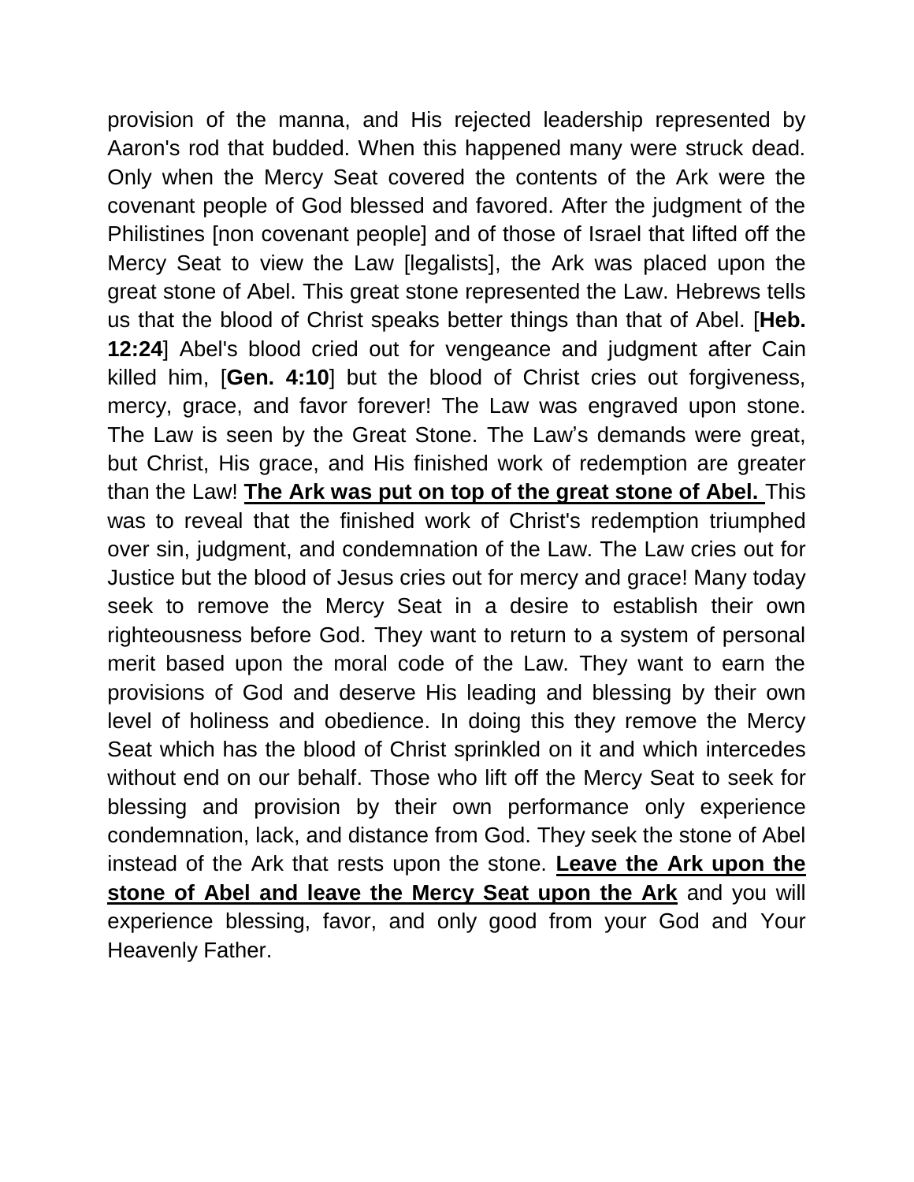provision of the manna, and His rejected leadership represented by Aaron's rod that budded. When this happened many were struck dead. Only when the Mercy Seat covered the contents of the Ark were the covenant people of God blessed and favored. After the judgment of the Philistines [non covenant people] and of those of Israel that lifted off the Mercy Seat to view the Law [legalists], the Ark was placed upon the great stone of Abel. This great stone represented the Law. Hebrews tells us that the blood of Christ speaks better things than that of Abel. [**Heb. 12:24**] Abel's blood cried out for vengeance and judgment after Cain killed him, [**Gen. 4:10**] but the blood of Christ cries out forgiveness, mercy, grace, and favor forever! The Law was engraved upon stone. The Law is seen by the Great Stone. The Law's demands were great, but Christ, His grace, and His finished work of redemption are greater than the Law! **<u>The Ark was put on top of the great stone of Abel.</u>** This was to reveal that the finished work of Christ's redemption triumphed over sin, judgment, and condemnation of the Law. The Law cries out for Justice but the blood of Jesus cries out for mercy and grace! Many today seek to remove the Mercy Seat in a desire to establish their own righteousness before God. They want to return to a system of personal merit based upon the moral code of the Law. They want to earn the provisions of God and deserve His leading and blessing by their own level of holiness and obedience. In doing this they remove the Mercy Seat which has the blood of Christ sprinkled on it and which intercedes without end on our behalf. Those who lift off the Mercy Seat to seek for blessing and provision by their own performance only experience condemnation, lack, and distance from God. They seek the stone of Abel instead of the Ark that rests upon the stone. **<u>Leave the Ark upon the stone of Abel and leave the Mercy Seat upon the Ark</u>** and you will experience blessing, favor, and only good from your God and Your Heavenly Father.